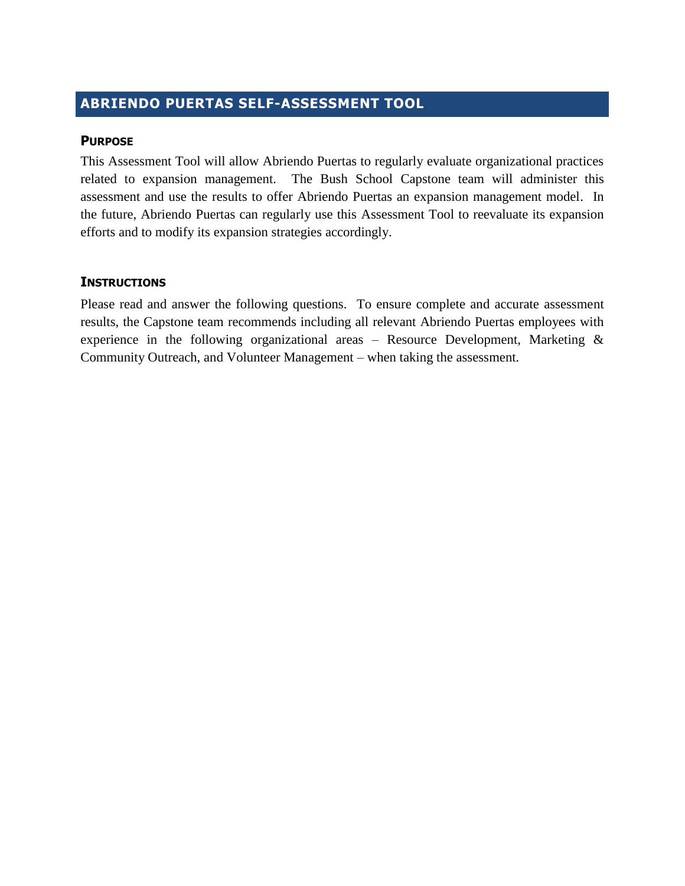# ABRIENDO PUERTAS SELF-ASSESSMENT TOOL

## PURPOSE

This Assessment Tool will allow Abriendo Puertas to regularly evaluate organizational practices related to expansion management. The Bush School Capstone team will administer this assessment and use the results to offer Abriendo Puertas an expansion management model. In the future, Abriendo Puertas can regularly use this Assessment Tool to reevaluate its expansion efforts and to modify its expansion strategies accordingly.

## INSTRUCTIONS

Please read and answer the following questions. To ensure complete and accurate assessment results, the Capstone team recommends including all relevant Abriendo Puertas employees with experience in the following organizational areas – Resource Development, Marketing & Community Outreach, and Volunteer Management – when taking the assessment.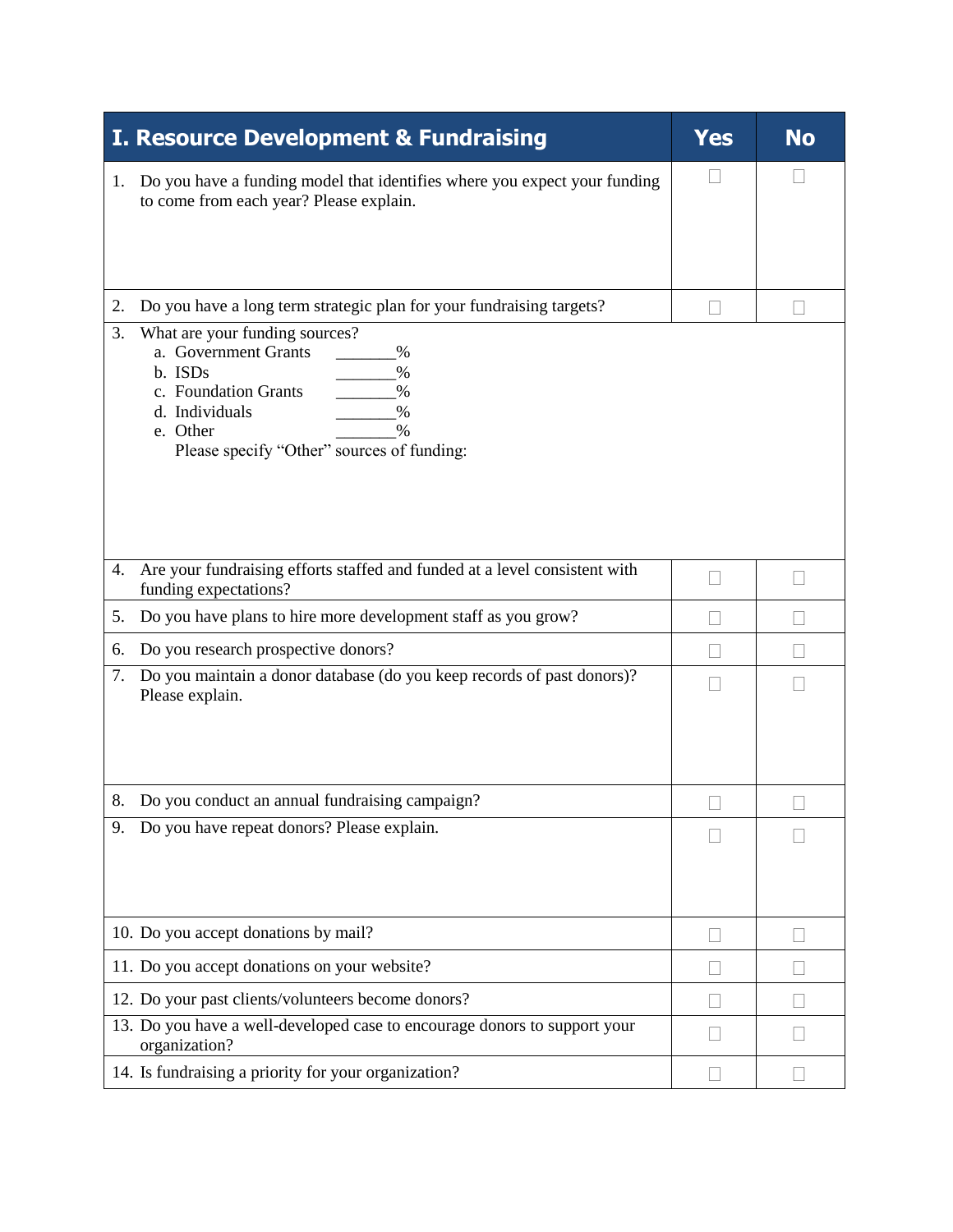| I. Resource Development & Fundraising | Yes | No |
|---|---|---|
| 1. Do you have a funding model that identifies where you expect your funding to come from each year? Please explain. | ☐ | ☐ |
| 2. Do you have a long term strategic plan for your fundraising targets? | ☐ | ☐ |
| 3. What are your funding sources?<br>a. Government Grants _______%<br>b. ISDs _______%<br>c. Foundation Grants _______%<br>d. Individuals _______%<br>e. Other _______%<br>Please specify "Other" sources of funding: | | |
| 4. Are your fundraising efforts staffed and funded at a level consistent with funding expectations? | ☐ | ☐ |
| 5. Do you have plans to hire more development staff as you grow? | ☐ | ☐ |
| 6. Do you research prospective donors? | ☐ | ☐ |
| 7. Do you maintain a donor database (do you keep records of past donors)? Please explain. | ☐ | ☐ |
| 8. Do you conduct an annual fundraising campaign? | ☐ | ☐ |
| 9. Do you have repeat donors? Please explain. | ☐ | ☐ |
| 10. Do you accept donations by mail? | ☐ | ☐ |
| 11. Do you accept donations on your website? | ☐ | ☐ |
| 12. Do your past clients/volunteers become donors? | ☐ | ☐ |
| 13. Do you have a well-developed case to encourage donors to support your organization? | ☐ | ☐ |
| 14. Is fundraising a priority for your organization? | ☐ | ☐ |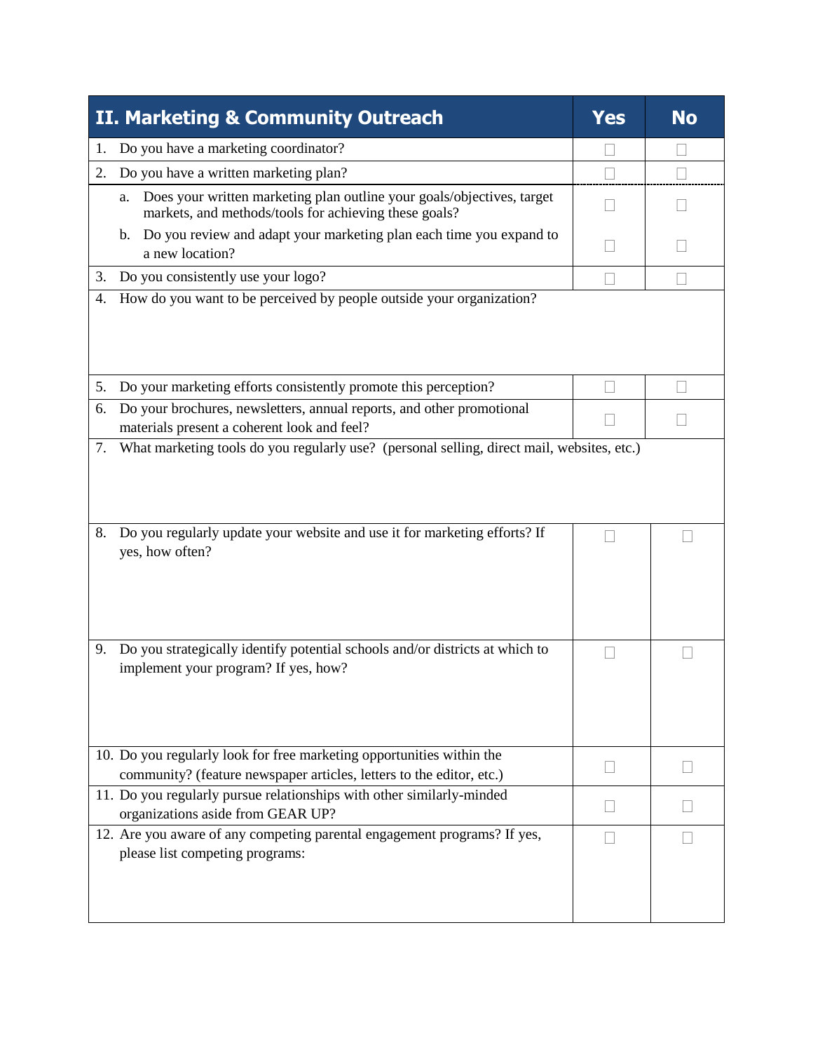| II. Marketing & Community Outreach | Yes | No |
|---|---|---|
| 1. Do you have a marketing coordinator? | ☐ | ☐ |
| 2. Do you have a written marketing plan? | ☐ | ☐ |
| a. Does your written marketing plan outline your goals/objectives, target markets, and methods/tools for achieving these goals? | ☐ | ☐ |
| b. Do you review and adapt your marketing plan each time you expand to a new location? | ☐ | ☐ |
| 3. Do you consistently use your logo? | ☐ | ☐ |
| 4. How do you want to be perceived by people outside your organization? | | |
| 5. Do your marketing efforts consistently promote this perception? | ☐ | ☐ |
| 6. Do your brochures, newsletters, annual reports, and other promotional materials present a coherent look and feel? | ☐ | ☐ |
| 7. What marketing tools do you regularly use? (personal selling, direct mail, websites, etc.) | | |
| 8. Do you regularly update your website and use it for marketing efforts? If yes, how often? | ☐ | ☐ |
| 9. Do you strategically identify potential schools and/or districts at which to implement your program? If yes, how? | ☐ | ☐ |
| 10. Do you regularly look for free marketing opportunities within the community? (feature newspaper articles, letters to the editor, etc.) | ☐ | ☐ |
| 11. Do you regularly pursue relationships with other similarly-minded organizations aside from GEAR UP? | ☐ | ☐ |
| 12. Are you aware of any competing parental engagement programs? If yes, please list competing programs: | ☐ | ☐ |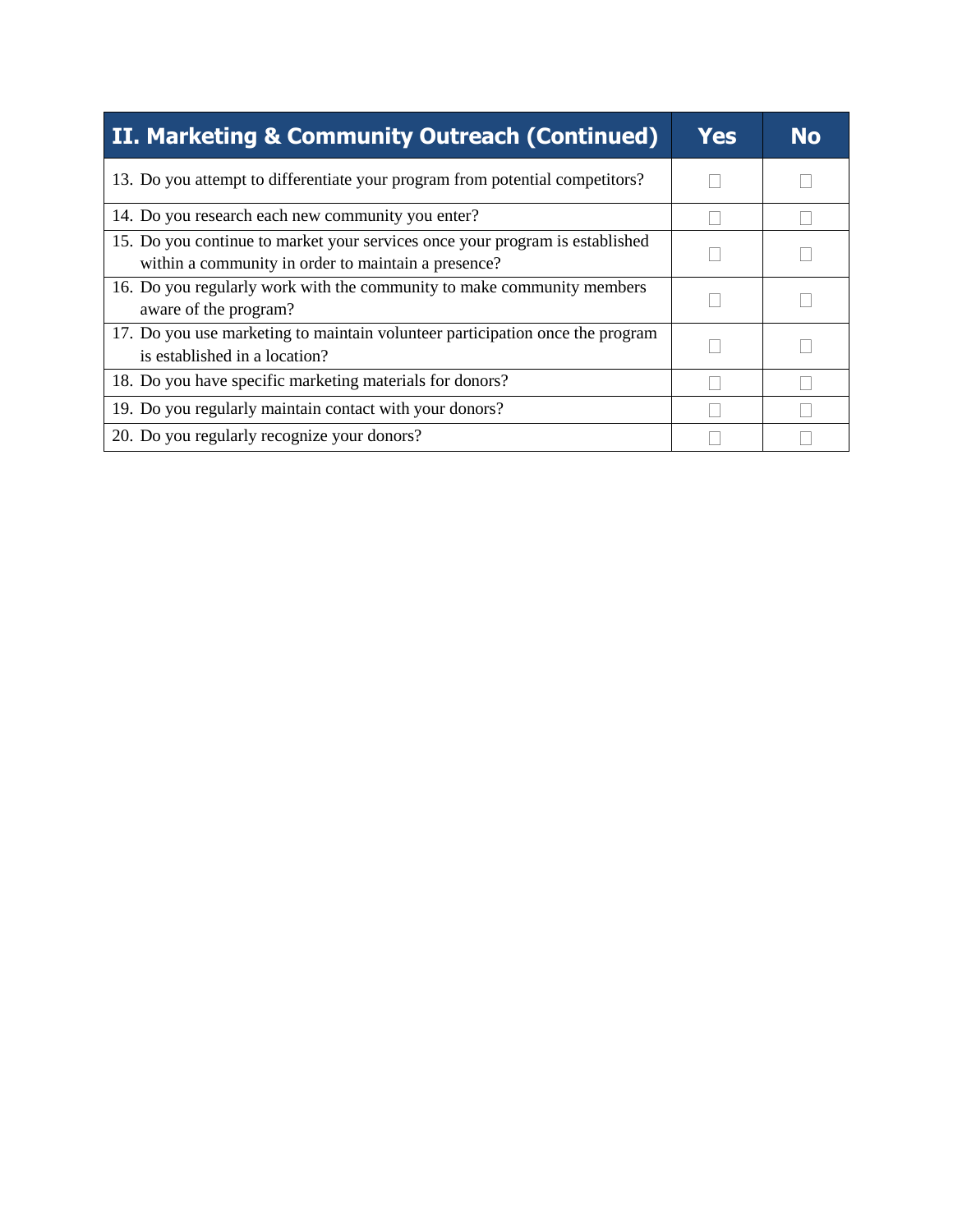| II. Marketing & Community Outreach (Continued) | Yes | No |
|---|---|---|
| 13. Do you attempt to differentiate your program from potential competitors? | ☐ | ☐ |
| 14. Do you research each new community you enter? | ☐ | ☐ |
| 15. Do you continue to market your services once your program is established within a community in order to maintain a presence? | ☐ | ☐ |
| 16. Do you regularly work with the community to make community members aware of the program? | ☐ | ☐ |
| 17. Do you use marketing to maintain volunteer participation once the program is established in a location? | ☐ | ☐ |
| 18. Do you have specific marketing materials for donors? | ☐ | ☐ |
| 19. Do you regularly maintain contact with your donors? | ☐ | ☐ |
| 20. Do you regularly recognize your donors? | ☐ | ☐ |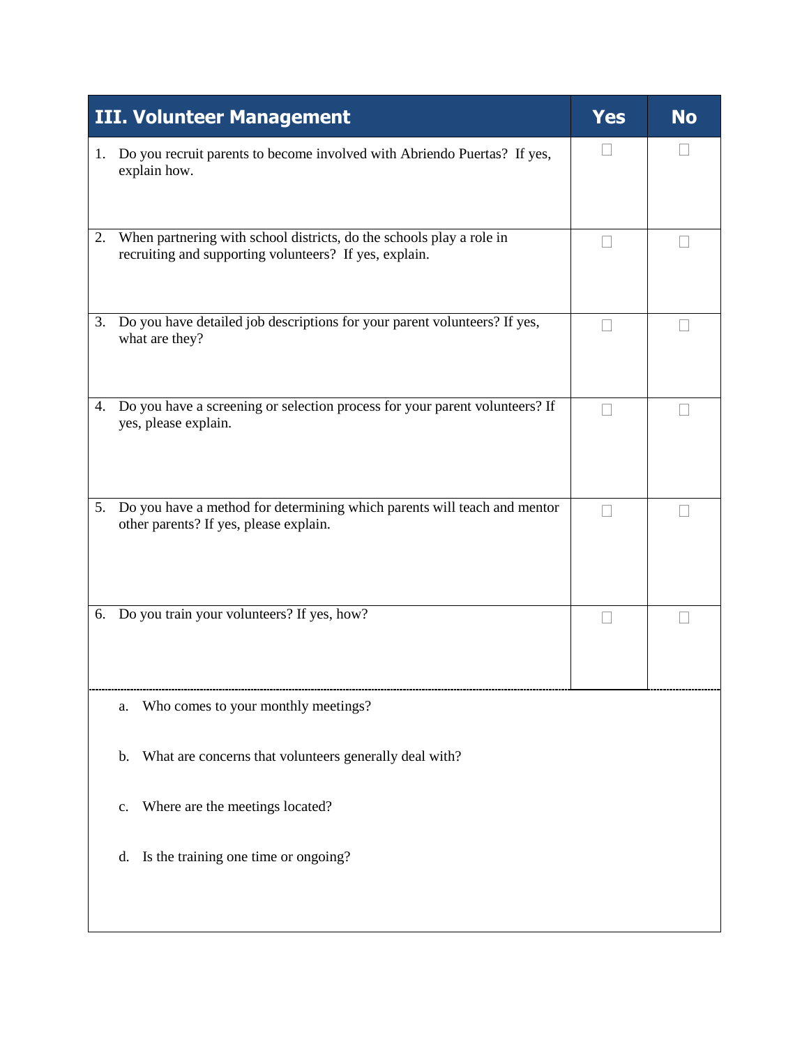| III. Volunteer Management | Yes | No |
|---|---|---|
| 1. Do you recruit parents to become involved with Abriendo Puertas? If yes, explain how. | ☐ | ☐ |
| 2. When partnering with school districts, do the schools play a role in recruiting and supporting volunteers? If yes, explain. | ☐ | ☐ |
| 3. Do you have detailed job descriptions for your parent volunteers? If yes, what are they? | ☐ | ☐ |
| 4. Do you have a screening or selection process for your parent volunteers? If yes, please explain. | ☐ | ☐ |
| 5. Do you have a method for determining which parents will teach and mentor other parents? If yes, please explain. | ☐ | ☐ |
| 6. Do you train your volunteers? If yes, how? | ☐ | ☐ |

a. Who comes to your monthly meetings?

b. What are concerns that volunteers generally deal with?

c. Where are the meetings located?

d. Is the training one time or ongoing?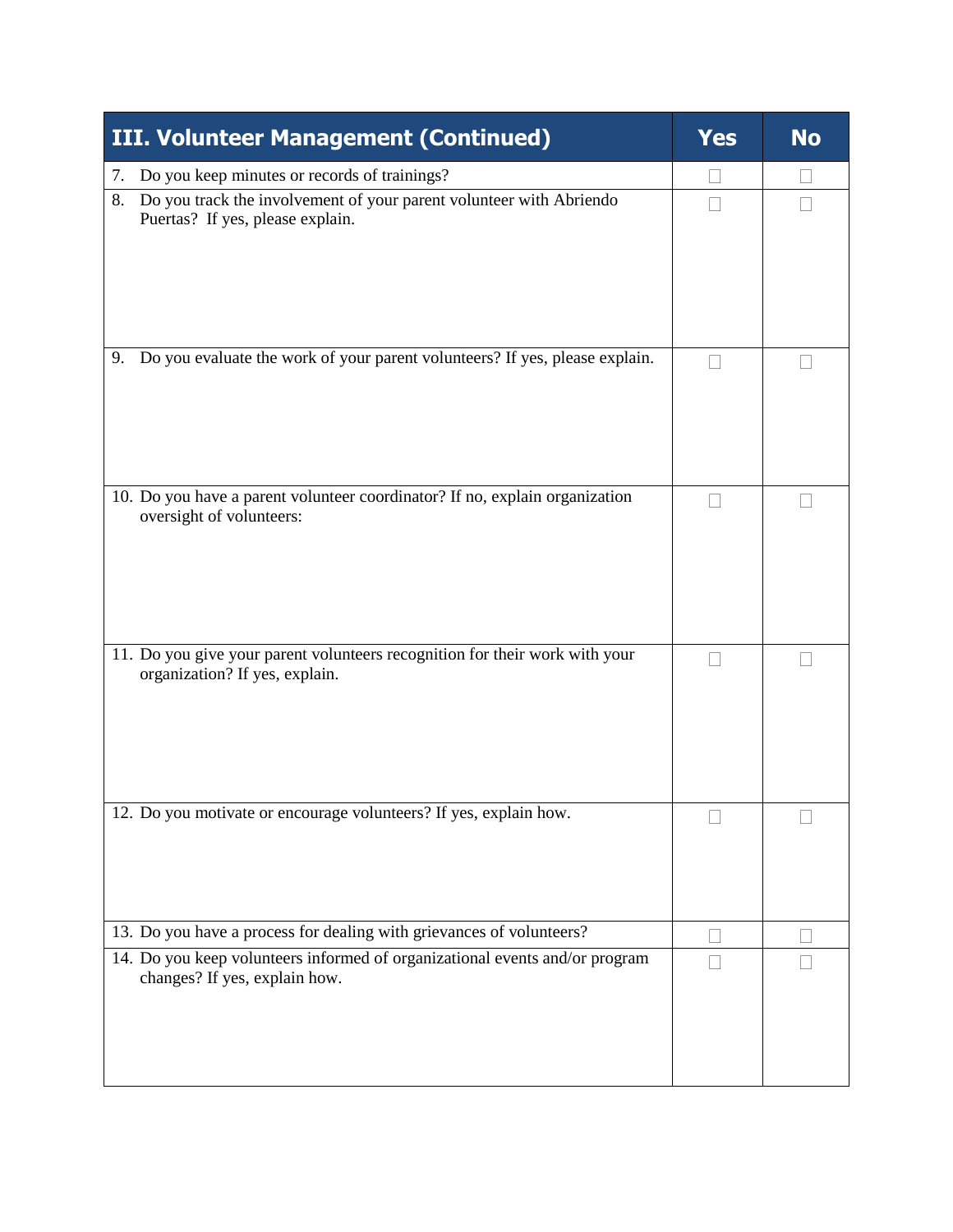| III. Volunteer Management (Continued) | Yes | No |
|---|---|---|
| 7. Do you keep minutes or records of trainings? | ☐ | ☐ |
| 8. Do you track the involvement of your parent volunteer with Abriendo Puertas? If yes, please explain. | ☐ | ☐ |
| 9. Do you evaluate the work of your parent volunteers? If yes, please explain. | ☐ | ☐ |
| 10. Do you have a parent volunteer coordinator? If no, explain organization oversight of volunteers: | ☐ | ☐ |
| 11. Do you give your parent volunteers recognition for their work with your organization? If yes, explain. | ☐ | ☐ |
| 12. Do you motivate or encourage volunteers? If yes, explain how. | ☐ | ☐ |
| 13. Do you have a process for dealing with grievances of volunteers? | ☐ | ☐ |
| 14. Do you keep volunteers informed of organizational events and/or program changes? If yes, explain how. | ☐ | ☐ |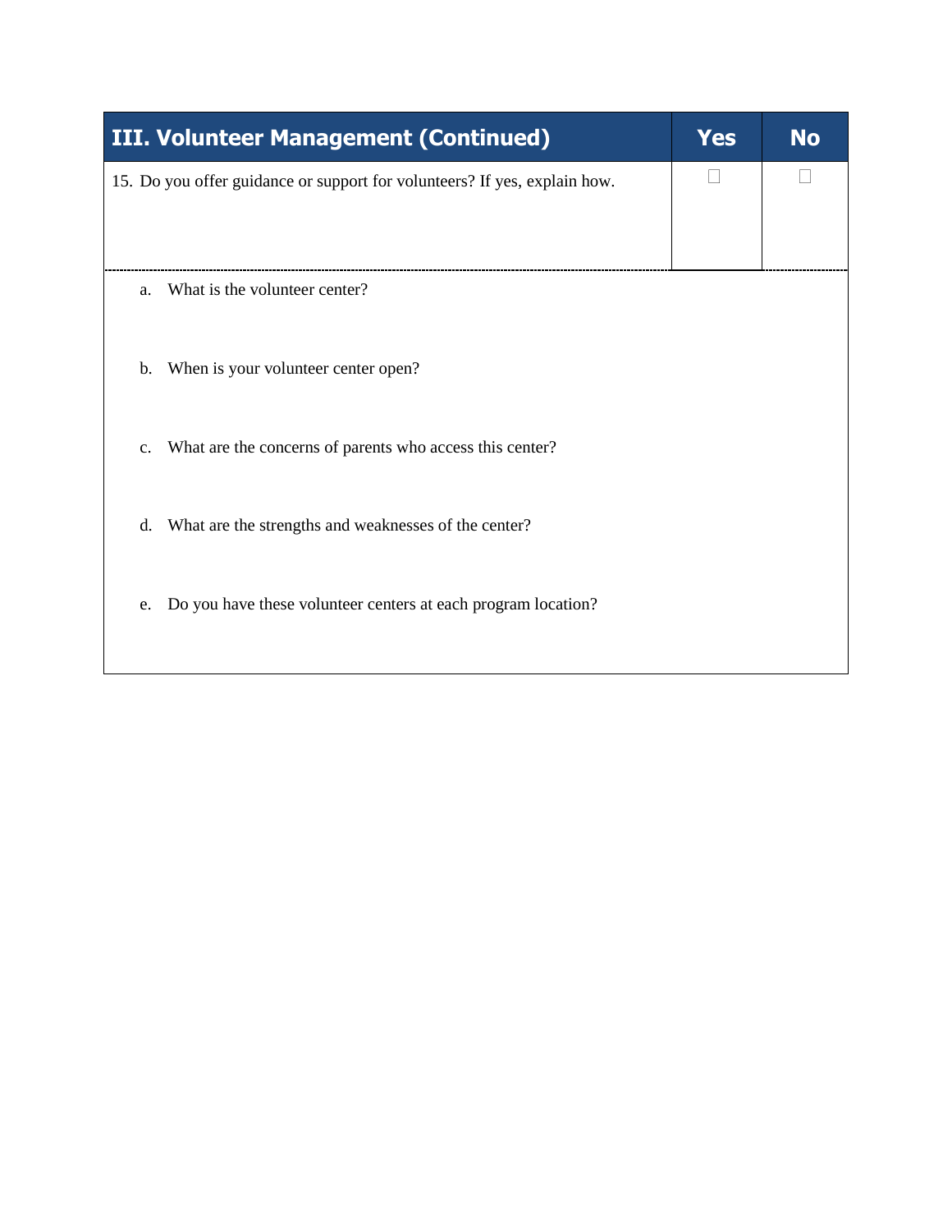| III. Volunteer Management (Continued) | Yes | No |
| --- | --- | --- |
| 15. Do you offer guidance or support for volunteers? If yes, explain how. | ☐ | ☐ |

a. What is the volunteer center?

b. When is your volunteer center open?

c. What are the concerns of parents who access this center?

d. What are the strengths and weaknesses of the center?

e. Do you have these volunteer centers at each program location?